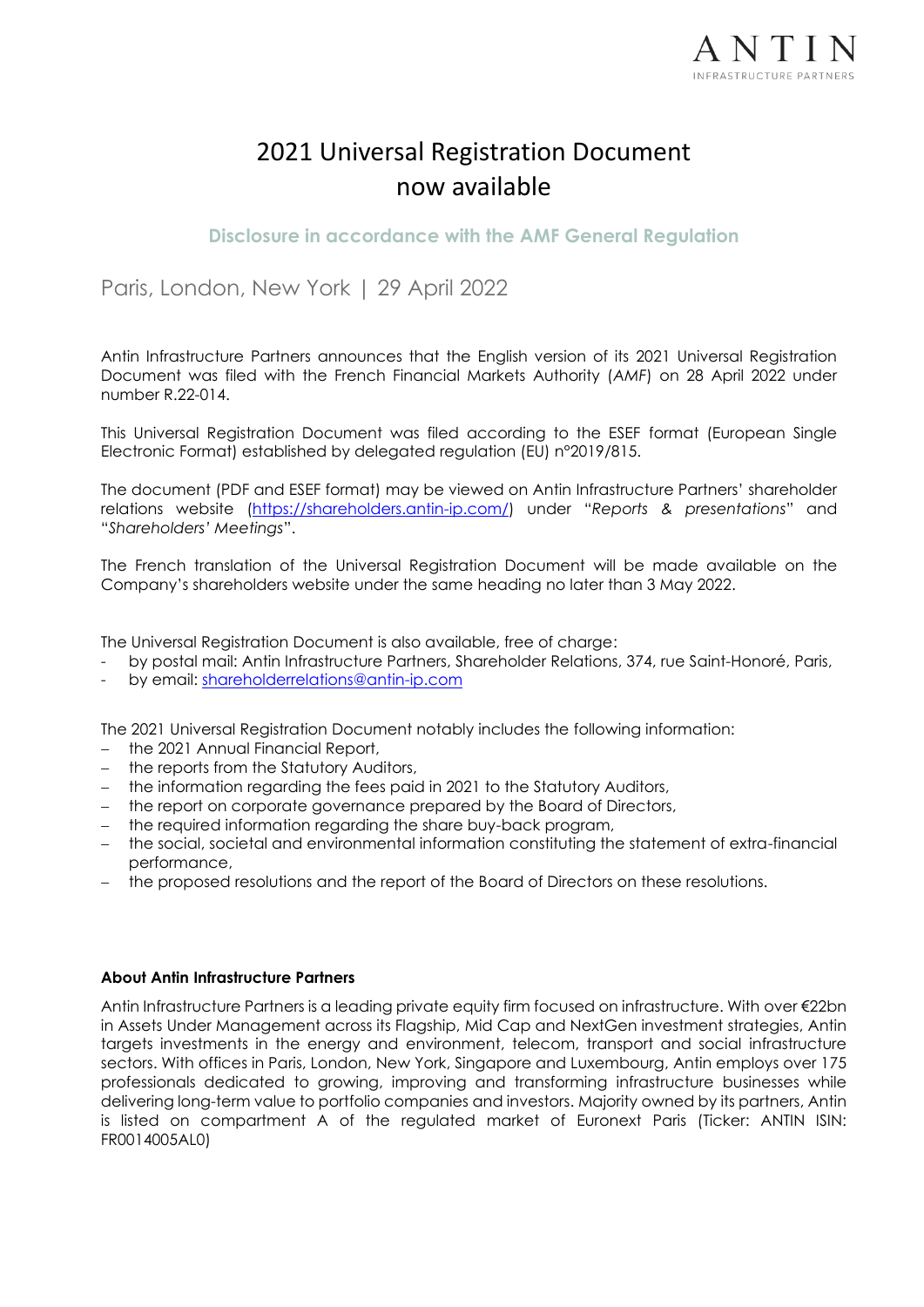ANTIN INFRASTRUCTURE PARTNERS

# 2021 Universal Registration Document now available

### Disclosure in accordance with the AMF General Regulation

Paris, London, New York | 29 April 2022

Antin Infrastructure Partners announces that the English version of its 2021 Universal Registration Document was filed with the French Financial Markets Authority (*AMF*) on 28 April 2022 under number R.22-014.

This Universal Registration Document was filed according to the ESEF format (European Single Electronic Format) established by delegated regulation (EU) n°2019/815.

The document (PDF and ESEF format) may be viewed on Antin Infrastructure Partners' shareholder relations website (https://shareholders.antin-ip.com/) under "*Reports & presentations*" and "*Shareholders' Meetings*".

The French translation of the Universal Registration Document will be made available on the Company's shareholders website under the same heading no later than 3 May 2022.

The Universal Registration Document is also available, free of charge:

- by postal mail: Antin Infrastructure Partners, Shareholder Relations, 374, rue Saint-Honoré, Paris,
- by email: shareholderrelations@antin-ip.com

The 2021 Universal Registration Document notably includes the following information:

- the 2021 Annual Financial Report,
- the reports from the Statutory Auditors,
- the information regarding the fees paid in 2021 to the Statutory Auditors,
- the report on corporate governance prepared by the Board of Directors,
- the required information regarding the share buy-back program,
- the social, societal and environmental information constituting the statement of extra-financial performance,
- the proposed resolutions and the report of the Board of Directors on these resolutions.

**About Antin Infrastructure Partners**

Antin Infrastructure Partners is a leading private equity firm focused on infrastructure. With over €22bn in Assets Under Management across its Flagship, Mid Cap and NextGen investment strategies, Antin targets investments in the energy and environment, telecom, transport and social infrastructure sectors. With offices in Paris, London, New York, Singapore and Luxembourg, Antin employs over 175 professionals dedicated to growing, improving and transforming infrastructure businesses while delivering long-term value to portfolio companies and investors. Majority owned by its partners, Antin is listed on compartment A of the regulated market of Euronext Paris (Ticker: ANTIN ISIN: FR0014005AL0)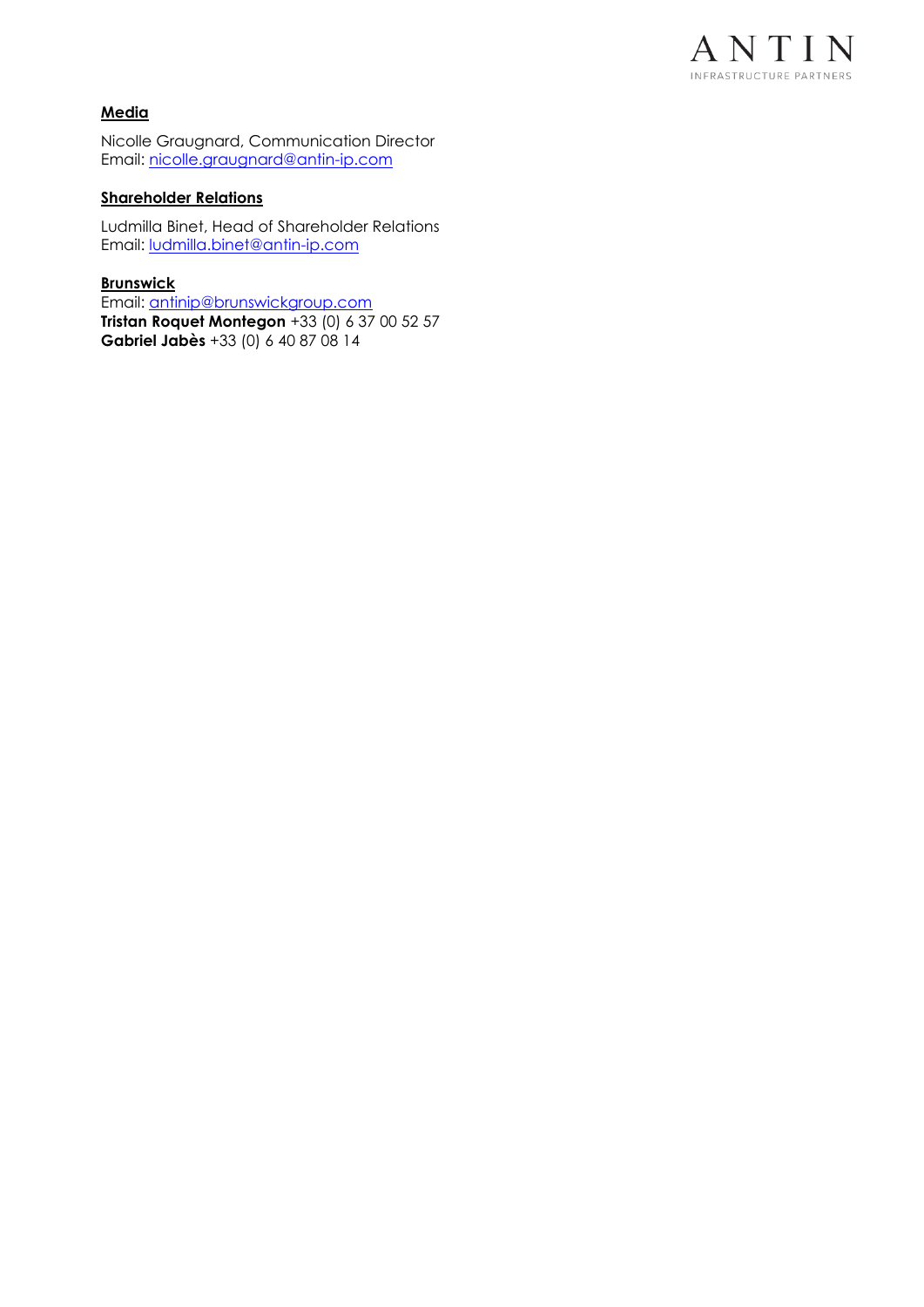**Media**

Nicolle Graugnard, Communication Director
Email: nicolle.graugnard@antin-ip.com

**Shareholder Relations**

Ludmilla Binet, Head of Shareholder Relations
Email: ludmilla.binet@antin-ip.com

**Brunswick**
Email: antinip@brunswickgroup.com
**Tristan Roquet Montegon** +33 (0) 6 37 00 52 57
**Gabriel Jabès** +33 (0) 6 40 87 08 14